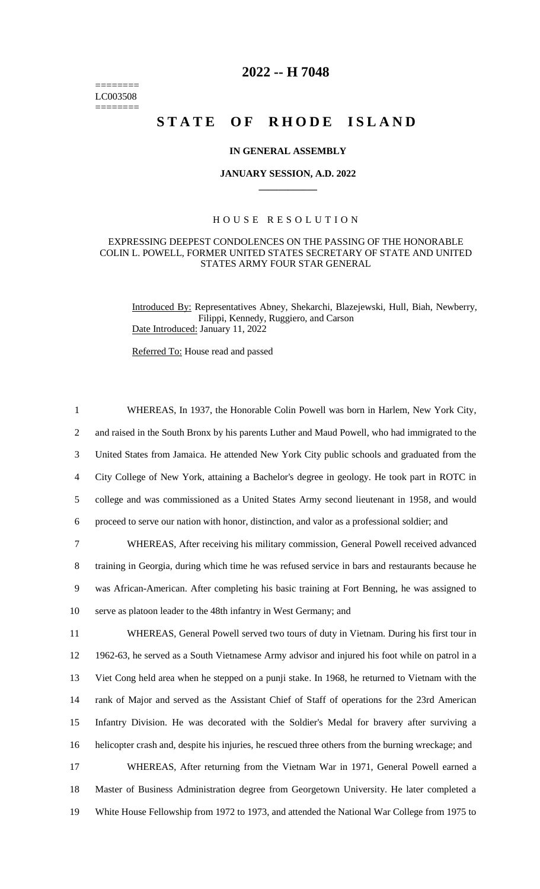========
LC003508
========

# 2022 -- H 7048

# STATE OF RHODE ISLAND

### IN GENERAL ASSEMBLY

### JANUARY SESSION, A.D. 2022

____________

## HOUSE RESOLUTION

EXPRESSING DEEPEST CONDOLENCES ON THE PASSING OF THE HONORABLE COLIN L. POWELL, FORMER UNITED STATES SECRETARY OF STATE AND UNITED STATES ARMY FOUR STAR GENERAL

Introduced By: Representatives Abney, Shekarchi, Blazejewski, Hull, Biah, Newberry, Filippi, Kennedy, Ruggiero, and Carson

Date Introduced: January 11, 2022

Referred To: House read and passed

WHEREAS, In 1937, the Honorable Colin Powell was born in Harlem, New York City, and raised in the South Bronx by his parents Luther and Maud Powell, who had immigrated to the United States from Jamaica. He attended New York City public schools and graduated from the City College of New York, attaining a Bachelor's degree in geology. He took part in ROTC in college and was commissioned as a United States Army second lieutenant in 1958, and would proceed to serve our nation with honor, distinction, and valor as a professional soldier; and

WHEREAS, After receiving his military commission, General Powell received advanced training in Georgia, during which time he was refused service in bars and restaurants because he was African-American. After completing his basic training at Fort Benning, he was assigned to serve as platoon leader to the 48th infantry in West Germany; and

WHEREAS, General Powell served two tours of duty in Vietnam. During his first tour in 1962-63, he served as a South Vietnamese Army advisor and injured his foot while on patrol in a Viet Cong held area when he stepped on a punji stake. In 1968, he returned to Vietnam with the rank of Major and served as the Assistant Chief of Staff of operations for the 23rd American Infantry Division. He was decorated with the Soldier's Medal for bravery after surviving a helicopter crash and, despite his injuries, he rescued three others from the burning wreckage; and

WHEREAS, After returning from the Vietnam War in 1971, General Powell earned a Master of Business Administration degree from Georgetown University. He later completed a White House Fellowship from 1972 to 1973, and attended the National War College from 1975 to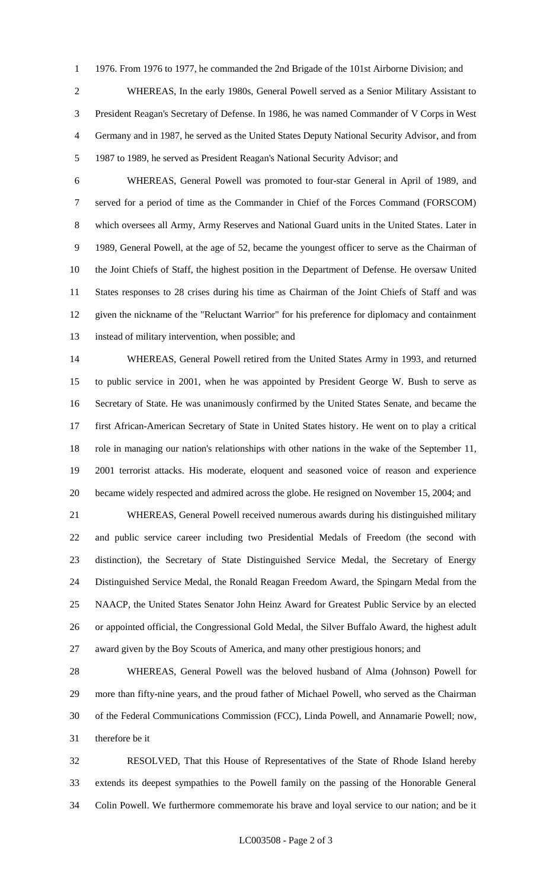1976. From 1976 to 1977, he commanded the 2nd Brigade of the 101st Airborne Division; and

WHEREAS, In the early 1980s, General Powell served as a Senior Military Assistant to President Reagan's Secretary of Defense. In 1986, he was named Commander of V Corps in West Germany and in 1987, he served as the United States Deputy National Security Advisor, and from 1987 to 1989, he served as President Reagan's National Security Advisor; and

WHEREAS, General Powell was promoted to four-star General in April of 1989, and served for a period of time as the Commander in Chief of the Forces Command (FORSCOM) which oversees all Army, Army Reserves and National Guard units in the United States. Later in 1989, General Powell, at the age of 52, became the youngest officer to serve as the Chairman of the Joint Chiefs of Staff, the highest position in the Department of Defense. He oversaw United States responses to 28 crises during his time as Chairman of the Joint Chiefs of Staff and was given the nickname of the "Reluctant Warrior" for his preference for diplomacy and containment instead of military intervention, when possible; and

WHEREAS, General Powell retired from the United States Army in 1993, and returned to public service in 2001, when he was appointed by President George W. Bush to serve as Secretary of State. He was unanimously confirmed by the United States Senate, and became the first African-American Secretary of State in United States history. He went on to play a critical role in managing our nation's relationships with other nations in the wake of the September 11, 2001 terrorist attacks. His moderate, eloquent and seasoned voice of reason and experience became widely respected and admired across the globe. He resigned on November 15, 2004; and

WHEREAS, General Powell received numerous awards during his distinguished military and public service career including two Presidential Medals of Freedom (the second with distinction), the Secretary of State Distinguished Service Medal, the Secretary of Energy Distinguished Service Medal, the Ronald Reagan Freedom Award, the Spingarn Medal from the NAACP, the United States Senator John Heinz Award for Greatest Public Service by an elected or appointed official, the Congressional Gold Medal, the Silver Buffalo Award, the highest adult award given by the Boy Scouts of America, and many other prestigious honors; and

WHEREAS, General Powell was the beloved husband of Alma (Johnson) Powell for more than fifty-nine years, and the proud father of Michael Powell, who served as the Chairman of the Federal Communications Commission (FCC), Linda Powell, and Annamarie Powell; now, therefore be it

RESOLVED, That this House of Representatives of the State of Rhode Island hereby extends its deepest sympathies to the Powell family on the passing of the Honorable General Colin Powell. We furthermore commemorate his brave and loyal service to our nation; and be it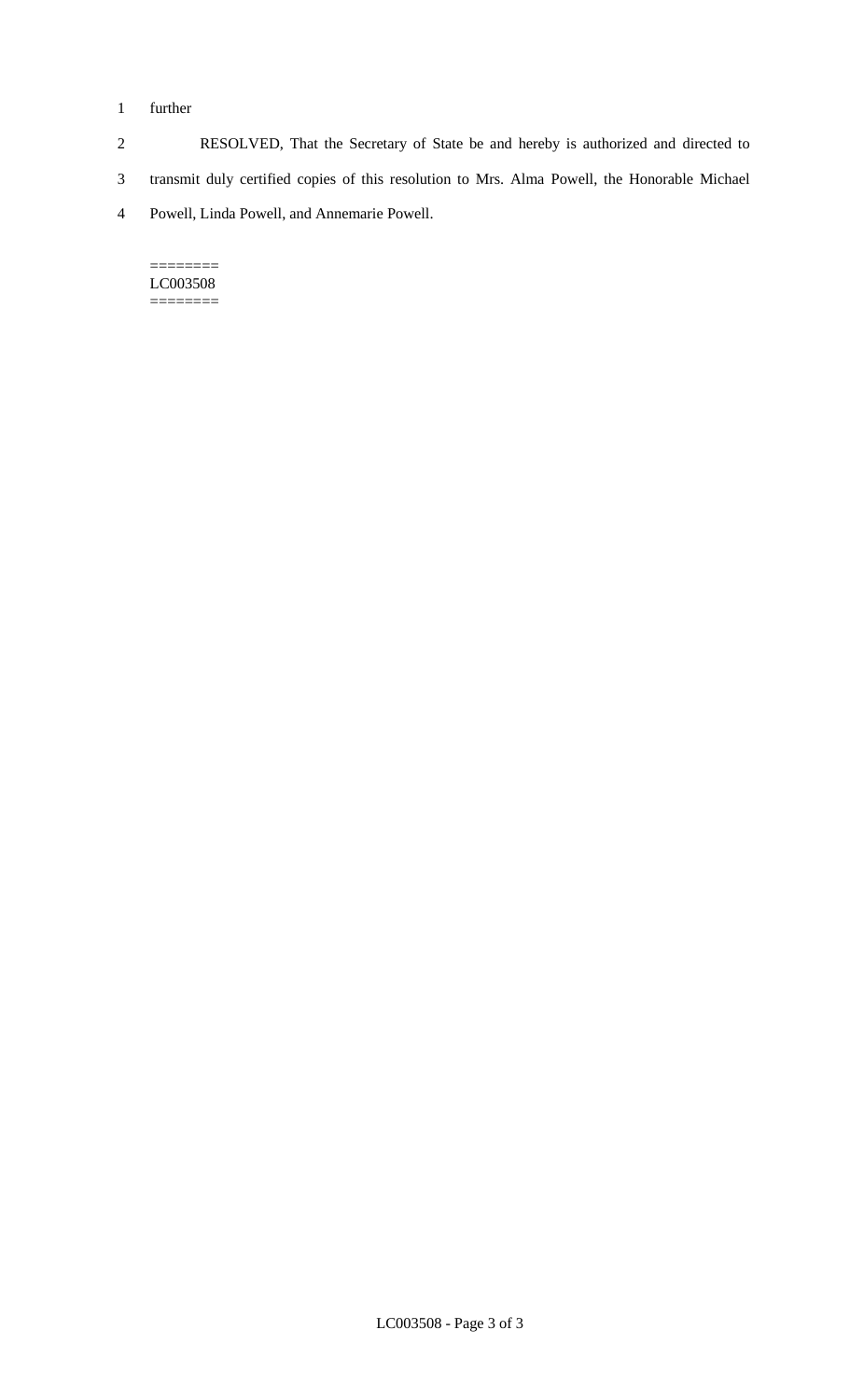1 further

2 RESOLVED, That the Secretary of State be and hereby is authorized and directed to
3 transmit duly certified copies of this resolution to Mrs. Alma Powell, the Honorable Michael
4 Powell, Linda Powell, and Annemarie Powell.

========
LC003508
========